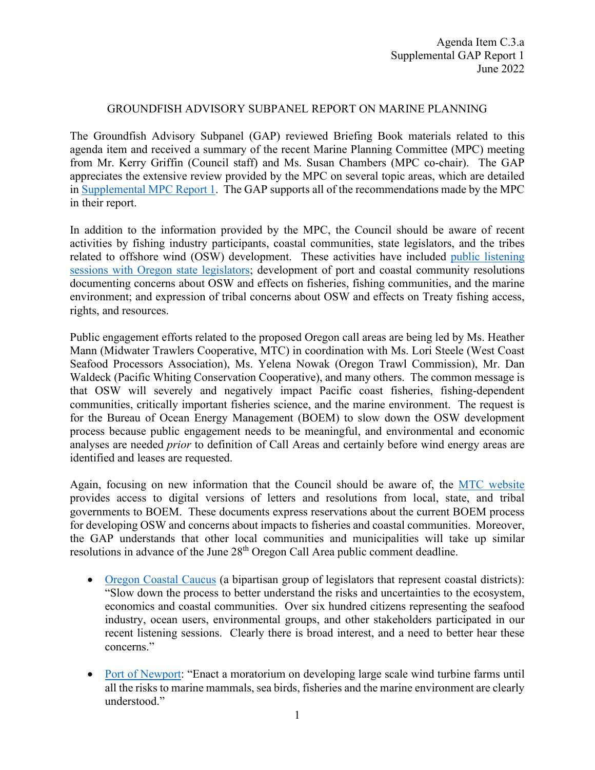Agenda Item C.3.a
Supplemental GAP Report 1
June 2022

# GROUNDFISH ADVISORY SUBPANEL REPORT ON MARINE PLANNING

The Groundfish Advisory Subpanel (GAP) reviewed Briefing Book materials related to this agenda item and received a summary of the recent Marine Planning Committee (MPC) meeting from Mr. Kerry Griffin (Council staff) and Ms. Susan Chambers (MPC co-chair). The GAP appreciates the extensive review provided by the MPC on several topic areas, which are detailed in Supplemental MPC Report 1. The GAP supports all of the recommendations made by the MPC in their report.

In addition to the information provided by the MPC, the Council should be aware of recent activities by fishing industry participants, coastal communities, state legislators, and the tribes related to offshore wind (OSW) development. These activities have included public listening sessions with Oregon state legislators; development of port and coastal community resolutions documenting concerns about OSW and effects on fisheries, fishing communities, and the marine environment; and expression of tribal concerns about OSW and effects on Treaty fishing access, rights, and resources.

Public engagement efforts related to the proposed Oregon call areas are being led by Ms. Heather Mann (Midwater Trawlers Cooperative, MTC) in coordination with Ms. Lori Steele (West Coast Seafood Processors Association), Ms. Yelena Nowak (Oregon Trawl Commission), Mr. Dan Waldeck (Pacific Whiting Conservation Cooperative), and many others. The common message is that OSW will severely and negatively impact Pacific coast fisheries, fishing-dependent communities, critically important fisheries science, and the marine environment. The request is for the Bureau of Ocean Energy Management (BOEM) to slow down the OSW development process because public engagement needs to be meaningful, and environmental and economic analyses are needed *prior* to definition of Call Areas and certainly before wind energy areas are identified and leases are requested.

Again, focusing on new information that the Council should be aware of, the MTC website provides access to digital versions of letters and resolutions from local, state, and tribal governments to BOEM. These documents express reservations about the current BOEM process for developing OSW and concerns about impacts to fisheries and coastal communities. Moreover, the GAP understands that other local communities and municipalities will take up similar resolutions in advance of the June 28th Oregon Call Area public comment deadline.

- Oregon Coastal Caucus (a bipartisan group of legislators that represent coastal districts): "Slow down the process to better understand the risks and uncertainties to the ecosystem, economics and coastal communities. Over six hundred citizens representing the seafood industry, ocean users, environmental groups, and other stakeholders participated in our recent listening sessions. Clearly there is broad interest, and a need to better hear these concerns."

- Port of Newport: "Enact a moratorium on developing large scale wind turbine farms until all the risks to marine mammals, sea birds, fisheries and the marine environment are clearly understood."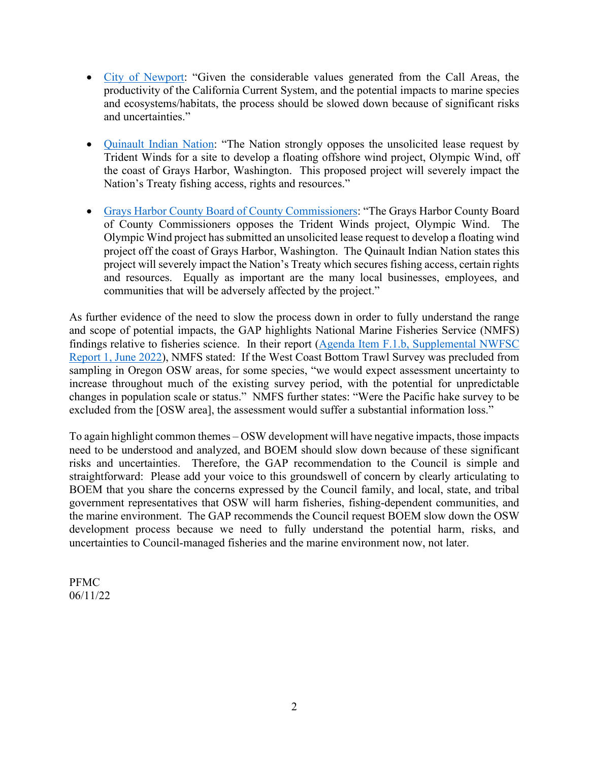- City of Newport: "Given the considerable values generated from the Call Areas, the productivity of the California Current System, and the potential impacts to marine species and ecosystems/habitats, the process should be slowed down because of significant risks and uncertainties."

- Quinault Indian Nation: "The Nation strongly opposes the unsolicited lease request by Trident Winds for a site to develop a floating offshore wind project, Olympic Wind, off the coast of Grays Harbor, Washington. This proposed project will severely impact the Nation's Treaty fishing access, rights and resources."

- Grays Harbor County Board of County Commissioners: "The Grays Harbor County Board of County Commissioners opposes the Trident Winds project, Olympic Wind. The Olympic Wind project has submitted an unsolicited lease request to develop a floating wind project off the coast of Grays Harbor, Washington. The Quinault Indian Nation states this project will severely impact the Nation's Treaty which secures fishing access, certain rights and resources. Equally as important are the many local businesses, employees, and communities that will be adversely affected by the project."

As further evidence of the need to slow the process down in order to fully understand the range and scope of potential impacts, the GAP highlights National Marine Fisheries Service (NMFS) findings relative to fisheries science. In their report (Agenda Item F.1.b, Supplemental NWFSC Report 1, June 2022), NMFS stated: If the West Coast Bottom Trawl Survey was precluded from sampling in Oregon OSW areas, for some species, "we would expect assessment uncertainty to increase throughout much of the existing survey period, with the potential for unpredictable changes in population scale or status." NMFS further states: "Were the Pacific hake survey to be excluded from the [OSW area], the assessment would suffer a substantial information loss."

To again highlight common themes – OSW development will have negative impacts, those impacts need to be understood and analyzed, and BOEM should slow down because of these significant risks and uncertainties. Therefore, the GAP recommendation to the Council is simple and straightforward: Please add your voice to this groundswell of concern by clearly articulating to BOEM that you share the concerns expressed by the Council family, and local, state, and tribal government representatives that OSW will harm fisheries, fishing-dependent communities, and the marine environment. The GAP recommends the Council request BOEM slow down the OSW development process because we need to fully understand the potential harm, risks, and uncertainties to Council-managed fisheries and the marine environment now, not later.

PFMC
06/11/22